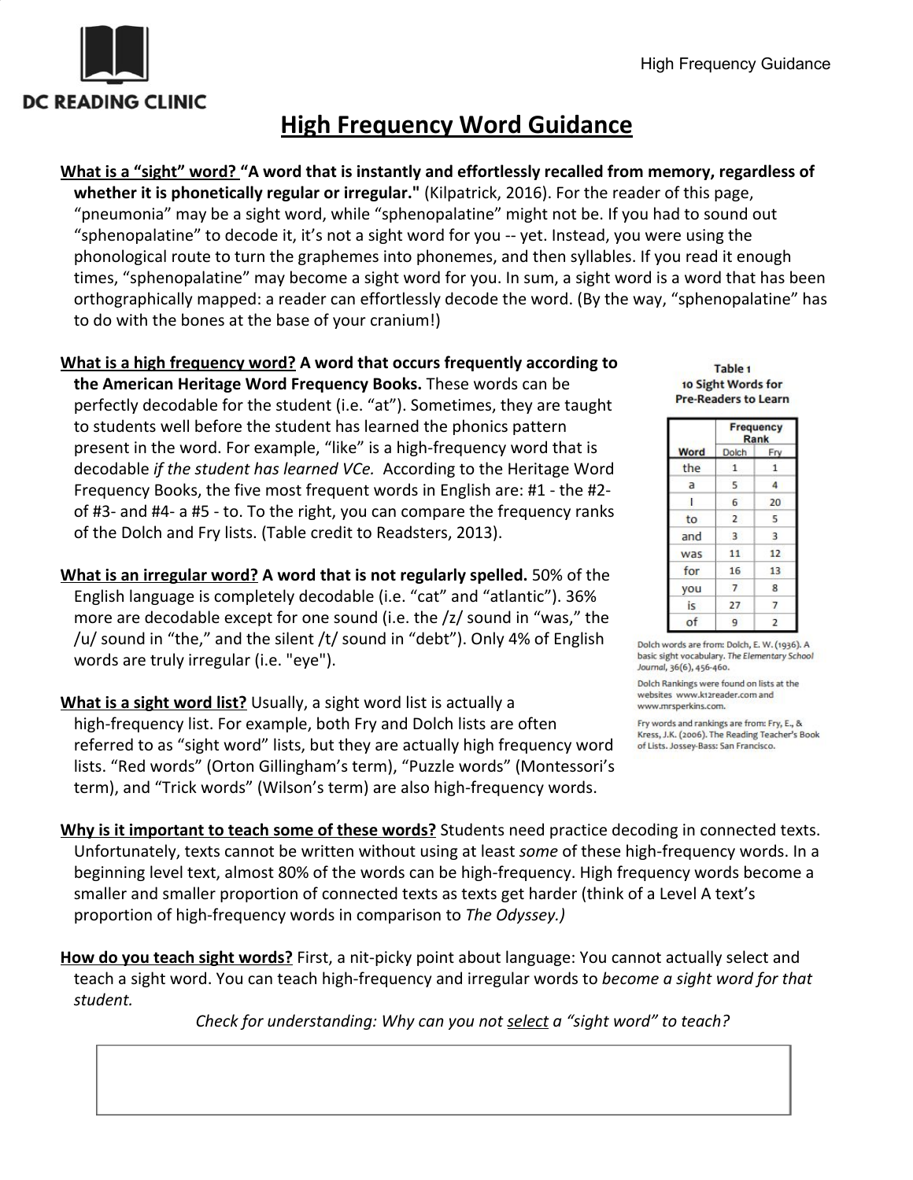# High Frequency Word Guidance

**What is a "sight" word? "A word that is instantly and effortlessly recalled from memory, regardless of whether it is phonetically regular or irregular."** (Kilpatrick, 2016). For the reader of this page, "pneumonia" may be a sight word, while "sphenopalatine" might not be. If you had to sound out "sphenopalatine" to decode it, it's not a sight word for you -- yet. Instead, you were using the phonological route to turn the graphemes into phonemes, and then syllables. If you read it enough times, "sphenopalatine" may become a sight word for you. In sum, a sight word is a word that has been orthographically mapped: a reader can effortlessly decode the word. (By the way, "sphenopalatine" has to do with the bones at the base of your cranium!)

**What is a high frequency word? A word that occurs frequently according to the American Heritage Word Frequency Books.** These words can be perfectly decodable for the student (i.e. "at"). Sometimes, they are taught to students well before the student has learned the phonics pattern present in the word. For example, "like" is a high-frequency word that is decodable *if the student has learned VCe.* According to the Heritage Word Frequency Books, the five most frequent words in English are: #1 - the #2- of #3- and #4- a #5 - to. To the right, you can compare the frequency ranks of the Dolch and Fry lists. (Table credit to Readsters, 2013).

**Table 1**
**10 Sight Words for Pre-Readers to Learn**

| Word | Frequency Rank | |
|---|---|---|
| | Dolch | Fry |
| the | 1 | 1 |
| a | 5 | 4 |
| I | 6 | 20 |
| to | 2 | 5 |
| and | 3 | 3 |
| was | 11 | 12 |
| for | 16 | 13 |
| you | 7 | 8 |
| is | 27 | 7 |
| of | 9 | 2 |

Dolch words are from: Dolch, E. W. (1936). A basic sight vocabulary. *The Elementary School Journal*, 36(6), 456-460.

Dolch Rankings were found on lists at the websites www.k12reader.com and www.mrsperkins.com.

Fry words and rankings are from: Fry, E., & Kress, J.K. (2006). The Reading Teacher's Book of Lists. Jossey-Bass: San Francisco.

**What is an irregular word? A word that is not regularly spelled.** 50% of the English language is completely decodable (i.e. "cat" and "atlantic"). 36% more are decodable except for one sound (i.e. the /z/ sound in "was," the /u/ sound in "the," and the silent /t/ sound in "debt"). Only 4% of English words are truly irregular (i.e. "eye").

**What is a sight word list?** Usually, a sight word list is actually a high-frequency list. For example, both Fry and Dolch lists are often referred to as "sight word" lists, but they are actually high frequency word lists. "Red words" (Orton Gillingham's term), "Puzzle words" (Montessori's term), and "Trick words" (Wilson's term) are also high-frequency words.

**Why is it important to teach some of these words?** Students need practice decoding in connected texts. Unfortunately, texts cannot be written without using at least *some* of these high-frequency words. In a beginning level text, almost 80% of the words can be high-frequency. High frequency words become a smaller and smaller proportion of connected texts as texts get harder (think of a Level A text's proportion of high-frequency words in comparison to *The Odyssey.)*

**How do you teach sight words?** First, a nit-picky point about language: You cannot actually select and teach a sight word. You can teach high-frequency and irregular words to *become a sight word for that student.*

*Check for understanding: Why can you not select a "sight word" to teach?*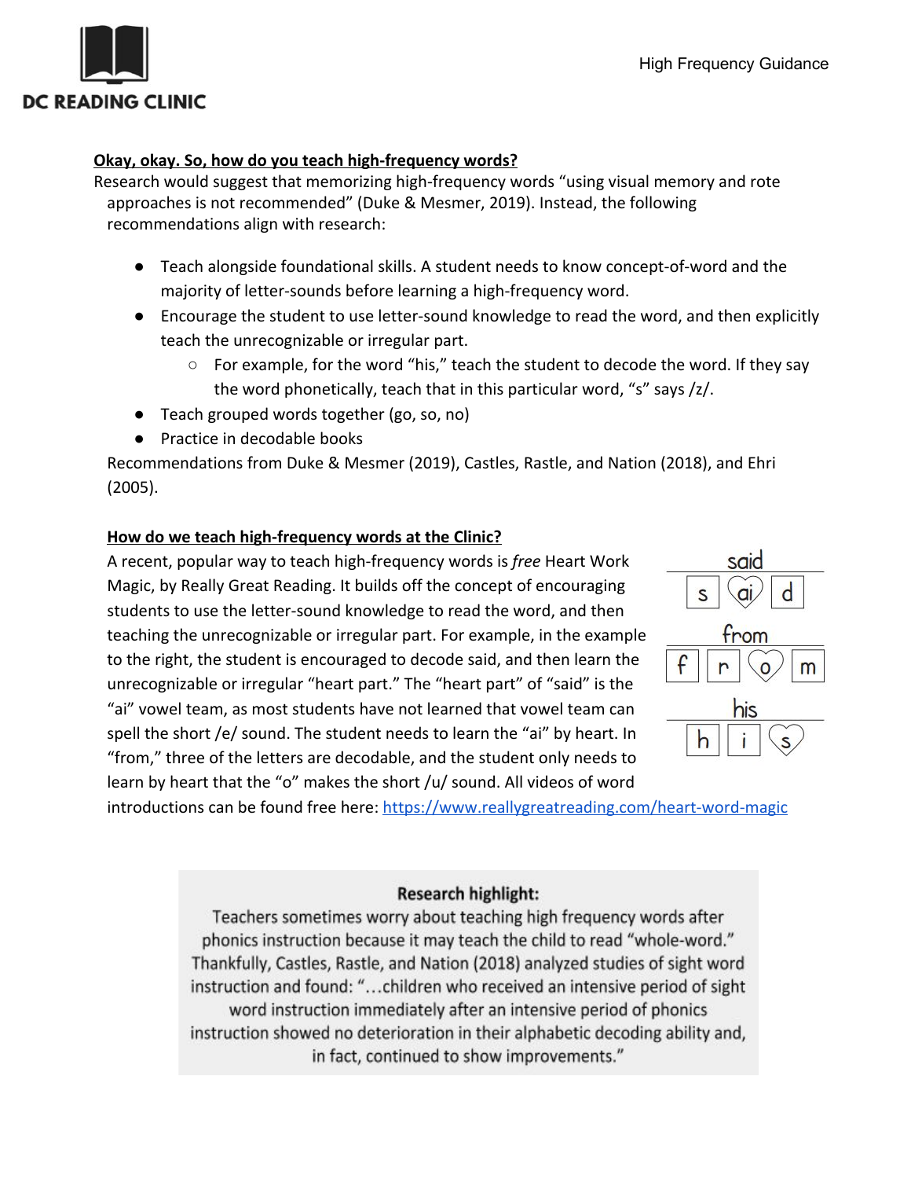**Okay, okay. So, how do you teach high-frequency words?**

Research would suggest that memorizing high-frequency words "using visual memory and rote approaches is not recommended" (Duke & Mesmer, 2019). Instead, the following recommendations align with research:

- Teach alongside foundational skills. A student needs to know concept-of-word and the majority of letter-sounds before learning a high-frequency word.
- Encourage the student to use letter-sound knowledge to read the word, and then explicitly teach the unrecognizable or irregular part.
  - For example, for the word "his," teach the student to decode the word. If they say the word phonetically, teach that in this particular word, "s" says /z/.
- Teach grouped words together (go, so, no)
- Practice in decodable books

Recommendations from Duke & Mesmer (2019), Castles, Rastle, and Nation (2018), and Ehri (2005).

**How do we teach high-frequency words at the Clinic?**

A recent, popular way to teach high-frequency words is *free* Heart Work Magic, by Really Great Reading. It builds off the concept of encouraging students to use the letter-sound knowledge to read the word, and then teaching the unrecognizable or irregular part. For example, in the example to the right, the student is encouraged to decode said, and then learn the unrecognizable or irregular "heart part." The "heart part" of "said" is the "ai" vowel team, as most students have not learned that vowel team can spell the short /e/ sound. The student needs to learn the "ai" by heart. In "from," three of the letters are decodable, and the student only needs to learn by heart that the "o" makes the short /u/ sound. All videos of word introductions can be found free here: https://www.reallygreatreading.com/heart-word-magic

said
s | ai | d

from
f | r | o | m

his
h | i | s

**Research highlight:**

Teachers sometimes worry about teaching high frequency words after phonics instruction because it may teach the child to read "whole-word." Thankfully, Castles, Rastle, and Nation (2018) analyzed studies of sight word instruction and found: "…children who received an intensive period of sight word instruction immediately after an intensive period of phonics instruction showed no deterioration in their alphabetic decoding ability and, in fact, continued to show improvements."